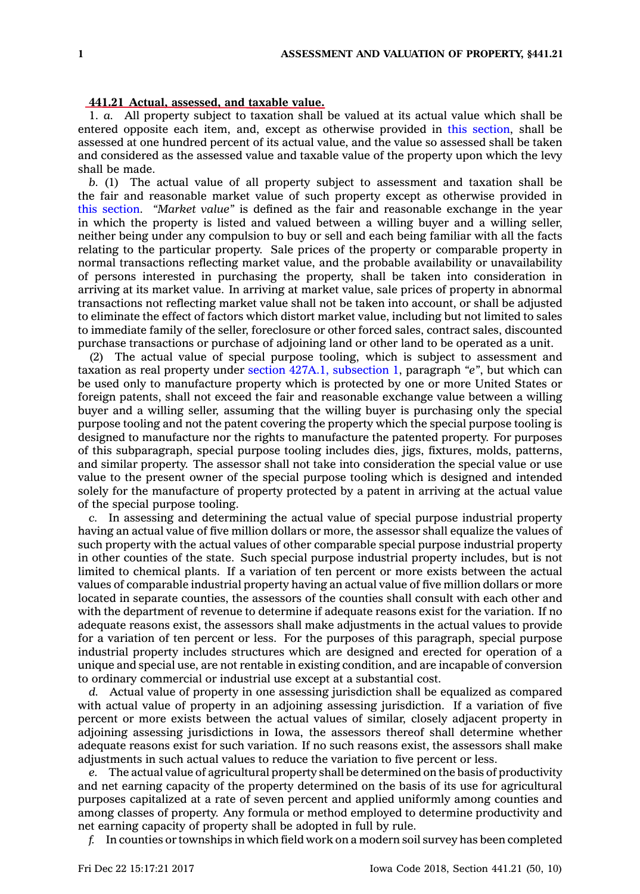## 441.21 Actual, assessed, and taxable value.

1. *a.* All property subject to taxation shall be valued at its actual value which shall be entered opposite each item, and, except as otherwise provided in this section, shall be assessed at one hundred percent of its actual value, and the value so assessed shall be taken and considered as the assessed value and taxable value of the property upon which the levy shall be made.

*b.* (1) The actual value of all property subject to assessment and taxation shall be the fair and reasonable market value of such property except as otherwise provided in this section. *"Market value"* is defined as the fair and reasonable exchange in the year in which the property is listed and valued between a willing buyer and a willing seller, neither being under any compulsion to buy or sell and each being familiar with all the facts relating to the particular property. Sale prices of the property or comparable property in normal transactions reflecting market value, and the probable availability or unavailability of persons interested in purchasing the property, shall be taken into consideration in arriving at its market value. In arriving at market value, sale prices of property in abnormal transactions not reflecting market value shall not be taken into account, or shall be adjusted to eliminate the effect of factors which distort market value, including but not limited to sales to immediate family of the seller, foreclosure or other forced sales, contract sales, discounted purchase transactions or purchase of adjoining land or other land to be operated as a unit.

(2) The actual value of special purpose tooling, which is subject to assessment and taxation as real property under section 427A.1, subsection 1, paragraph *"e"*, but which can be used only to manufacture property which is protected by one or more United States or foreign patents, shall not exceed the fair and reasonable exchange value between a willing buyer and a willing seller, assuming that the willing buyer is purchasing only the special purpose tooling and not the patent covering the property which the special purpose tooling is designed to manufacture nor the rights to manufacture the patented property. For purposes of this subparagraph, special purpose tooling includes dies, jigs, fixtures, molds, patterns, and similar property. The assessor shall not take into consideration the special value or use value to the present owner of the special purpose tooling which is designed and intended solely for the manufacture of property protected by a patent in arriving at the actual value of the special purpose tooling.

*c.* In assessing and determining the actual value of special purpose industrial property having an actual value of five million dollars or more, the assessor shall equalize the values of such property with the actual values of other comparable special purpose industrial property in other counties of the state. Such special purpose industrial property includes, but is not limited to chemical plants. If a variation of ten percent or more exists between the actual values of comparable industrial property having an actual value of five million dollars or more located in separate counties, the assessors of the counties shall consult with each other and with the department of revenue to determine if adequate reasons exist for the variation. If no adequate reasons exist, the assessors shall make adjustments in the actual values to provide for a variation of ten percent or less. For the purposes of this paragraph, special purpose industrial property includes structures which are designed and erected for operation of a unique and special use, are not rentable in existing condition, and are incapable of conversion to ordinary commercial or industrial use except at a substantial cost.

*d.* Actual value of property in one assessing jurisdiction shall be equalized as compared with actual value of property in an adjoining assessing jurisdiction. If a variation of five percent or more exists between the actual values of similar, closely adjacent property in adjoining assessing jurisdictions in Iowa, the assessors thereof shall determine whether adequate reasons exist for such variation. If no such reasons exist, the assessors shall make adjustments in such actual values to reduce the variation to five percent or less.

*e.* The actual value of agricultural property shall be determined on the basis of productivity and net earning capacity of the property determined on the basis of its use for agricultural purposes capitalized at a rate of seven percent and applied uniformly among counties and among classes of property. Any formula or method employed to determine productivity and net earning capacity of property shall be adopted in full by rule.

*f.* In counties or townships in which field work on a modern soil survey has been completed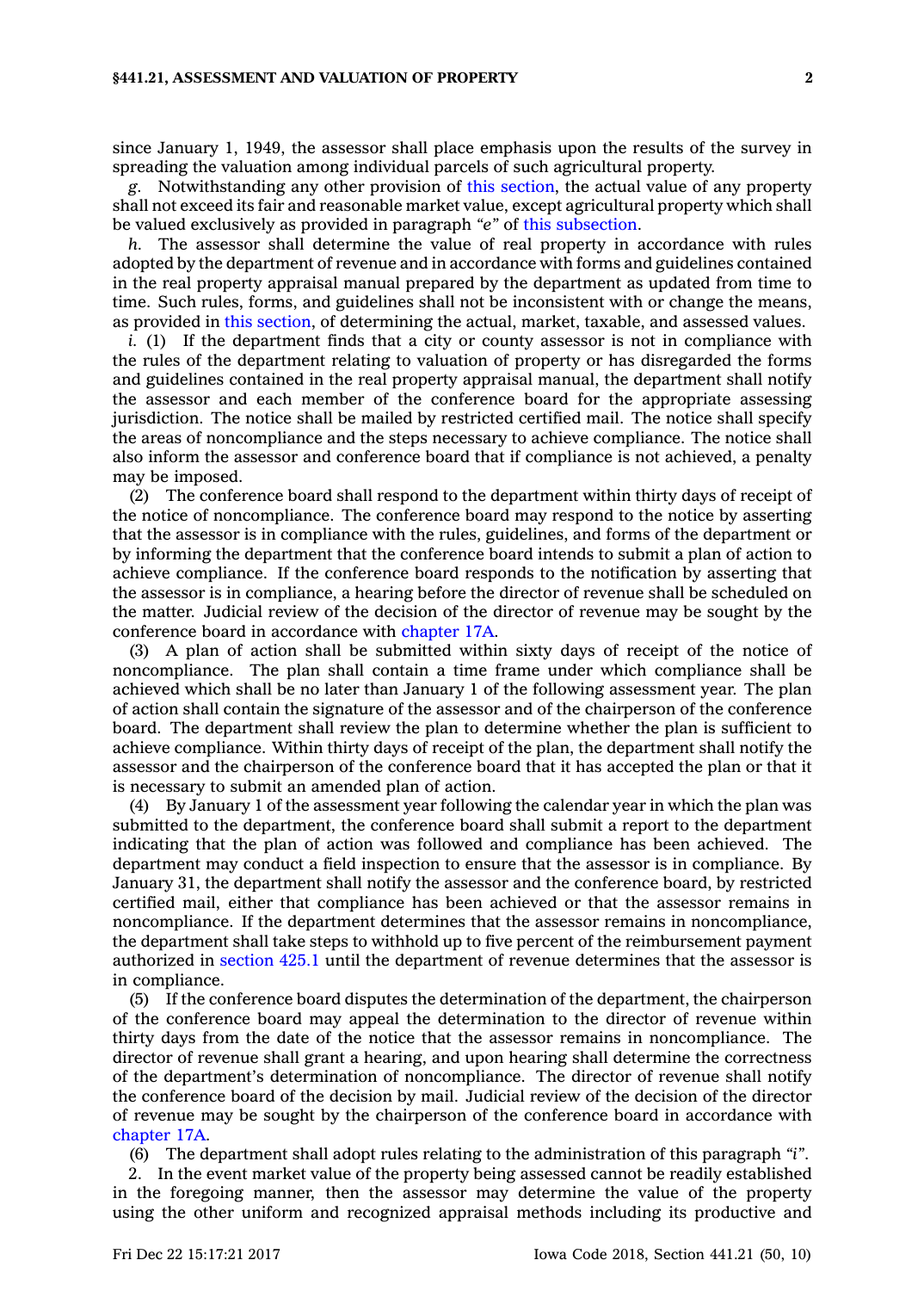since January 1, 1949, the assessor shall place emphasis upon the results of the survey in spreading the valuation among individual parcels of such agricultural property.

*g.* Notwithstanding any other provision of this section, the actual value of any property shall not exceed its fair and reasonable market value, except agricultural property which shall be valued exclusively as provided in paragraph *"e"* of this subsection.

*h.* The assessor shall determine the value of real property in accordance with rules adopted by the department of revenue and in accordance with forms and guidelines contained in the real property appraisal manual prepared by the department as updated from time to time. Such rules, forms, and guidelines shall not be inconsistent with or change the means, as provided in this section, of determining the actual, market, taxable, and assessed values.

*i.* (1) If the department finds that a city or county assessor is not in compliance with the rules of the department relating to valuation of property or has disregarded the forms and guidelines contained in the real property appraisal manual, the department shall notify the assessor and each member of the conference board for the appropriate assessing jurisdiction. The notice shall be mailed by restricted certified mail. The notice shall specify the areas of noncompliance and the steps necessary to achieve compliance. The notice shall also inform the assessor and conference board that if compliance is not achieved, a penalty may be imposed.

(2) The conference board shall respond to the department within thirty days of receipt of the notice of noncompliance. The conference board may respond to the notice by asserting that the assessor is in compliance with the rules, guidelines, and forms of the department or by informing the department that the conference board intends to submit a plan of action to achieve compliance. If the conference board responds to the notification by asserting that the assessor is in compliance, a hearing before the director of revenue shall be scheduled on the matter. Judicial review of the decision of the director of revenue may be sought by the conference board in accordance with chapter 17A.

(3) A plan of action shall be submitted within sixty days of receipt of the notice of noncompliance. The plan shall contain a time frame under which compliance shall be achieved which shall be no later than January 1 of the following assessment year. The plan of action shall contain the signature of the assessor and of the chairperson of the conference board. The department shall review the plan to determine whether the plan is sufficient to achieve compliance. Within thirty days of receipt of the plan, the department shall notify the assessor and the chairperson of the conference board that it has accepted the plan or that it is necessary to submit an amended plan of action.

(4) By January 1 of the assessment year following the calendar year in which the plan was submitted to the department, the conference board shall submit a report to the department indicating that the plan of action was followed and compliance has been achieved. The department may conduct a field inspection to ensure that the assessor is in compliance. By January 31, the department shall notify the assessor and the conference board, by restricted certified mail, either that compliance has been achieved or that the assessor remains in noncompliance. If the department determines that the assessor remains in noncompliance, the department shall take steps to withhold up to five percent of the reimbursement payment authorized in section 425.1 until the department of revenue determines that the assessor is in compliance.

(5) If the conference board disputes the determination of the department, the chairperson of the conference board may appeal the determination to the director of revenue within thirty days from the date of the notice that the assessor remains in noncompliance. The director of revenue shall grant a hearing, and upon hearing shall determine the correctness of the department's determination of noncompliance. The director of revenue shall notify the conference board of the decision by mail. Judicial review of the decision of the director of revenue may be sought by the chairperson of the conference board in accordance with chapter 17A.

(6) The department shall adopt rules relating to the administration of this paragraph *"i"*.

2. In the event market value of the property being assessed cannot be readily established in the foregoing manner, then the assessor may determine the value of the property using the other uniform and recognized appraisal methods including its productive and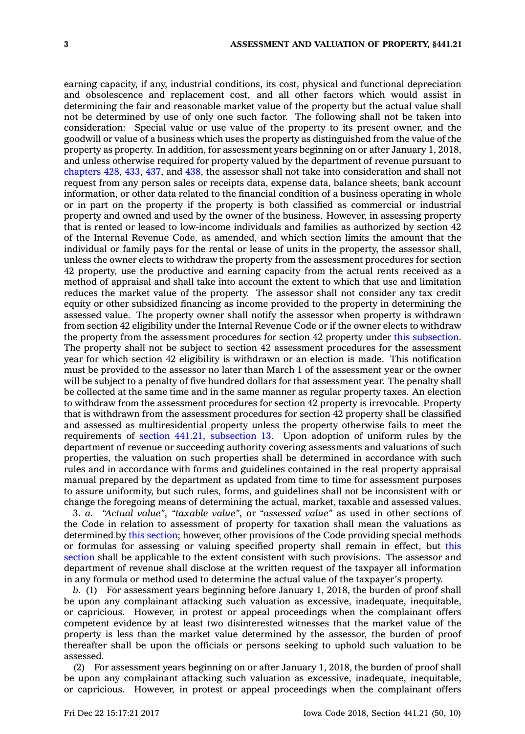earning capacity, if any, industrial conditions, its cost, physical and functional depreciation and obsolescence and replacement cost, and all other factors which would assist in determining the fair and reasonable market value of the property but the actual value shall not be determined by use of only one such factor. The following shall not be taken into consideration: Special value or use value of the property to its present owner, and the goodwill or value of a business which uses the property as distinguished from the value of the property as property. In addition, for assessment years beginning on or after January 1, 2018, and unless otherwise required for property valued by the department of revenue pursuant to chapters 428, 433, 437, and 438, the assessor shall not take into consideration and shall not request from any person sales or receipts data, expense data, balance sheets, bank account information, or other data related to the financial condition of a business operating in whole or in part on the property if the property is both classified as commercial or industrial property and owned and used by the owner of the business. However, in assessing property that is rented or leased to low-income individuals and families as authorized by section 42 of the Internal Revenue Code, as amended, and which section limits the amount that the individual or family pays for the rental or lease of units in the property, the assessor shall, unless the owner elects to withdraw the property from the assessment procedures for section 42 property, use the productive and earning capacity from the actual rents received as a method of appraisal and shall take into account the extent to which that use and limitation reduces the market value of the property. The assessor shall not consider any tax credit equity or other subsidized financing as income provided to the property in determining the assessed value. The property owner shall notify the assessor when property is withdrawn from section 42 eligibility under the Internal Revenue Code or if the owner elects to withdraw the property from the assessment procedures for section 42 property under this subsection. The property shall not be subject to section 42 assessment procedures for the assessment year for which section 42 eligibility is withdrawn or an election is made. This notification must be provided to the assessor no later than March 1 of the assessment year or the owner will be subject to a penalty of five hundred dollars for that assessment year. The penalty shall be collected at the same time and in the same manner as regular property taxes. An election to withdraw from the assessment procedures for section 42 property is irrevocable. Property that is withdrawn from the assessment procedures for section 42 property shall be classified and assessed as multiresidential property unless the property otherwise fails to meet the requirements of section 441.21, subsection 13. Upon adoption of uniform rules by the department of revenue or succeeding authority covering assessments and valuations of such properties, the valuation on such properties shall be determined in accordance with such rules and in accordance with forms and guidelines contained in the real property appraisal manual prepared by the department as updated from time to time for assessment purposes to assure uniformity, but such rules, forms, and guidelines shall not be inconsistent with or change the foregoing means of determining the actual, market, taxable and assessed values.

3. *a.* *"Actual value"*, *"taxable value"*, or *"assessed value"* as used in other sections of the Code in relation to assessment of property for taxation shall mean the valuations as determined by this section; however, other provisions of the Code providing special methods or formulas for assessing or valuing specified property shall remain in effect, but this section shall be applicable to the extent consistent with such provisions. The assessor and department of revenue shall disclose at the written request of the taxpayer all information in any formula or method used to determine the actual value of the taxpayer's property.

*b.* (1) For assessment years beginning before January 1, 2018, the burden of proof shall be upon any complainant attacking such valuation as excessive, inadequate, inequitable, or capricious. However, in protest or appeal proceedings when the complainant offers competent evidence by at least two disinterested witnesses that the market value of the property is less than the market value determined by the assessor, the burden of proof thereafter shall be upon the officials or persons seeking to uphold such valuation to be assessed.

(2) For assessment years beginning on or after January 1, 2018, the burden of proof shall be upon any complainant attacking such valuation as excessive, inadequate, inequitable, or capricious. However, in protest or appeal proceedings when the complainant offers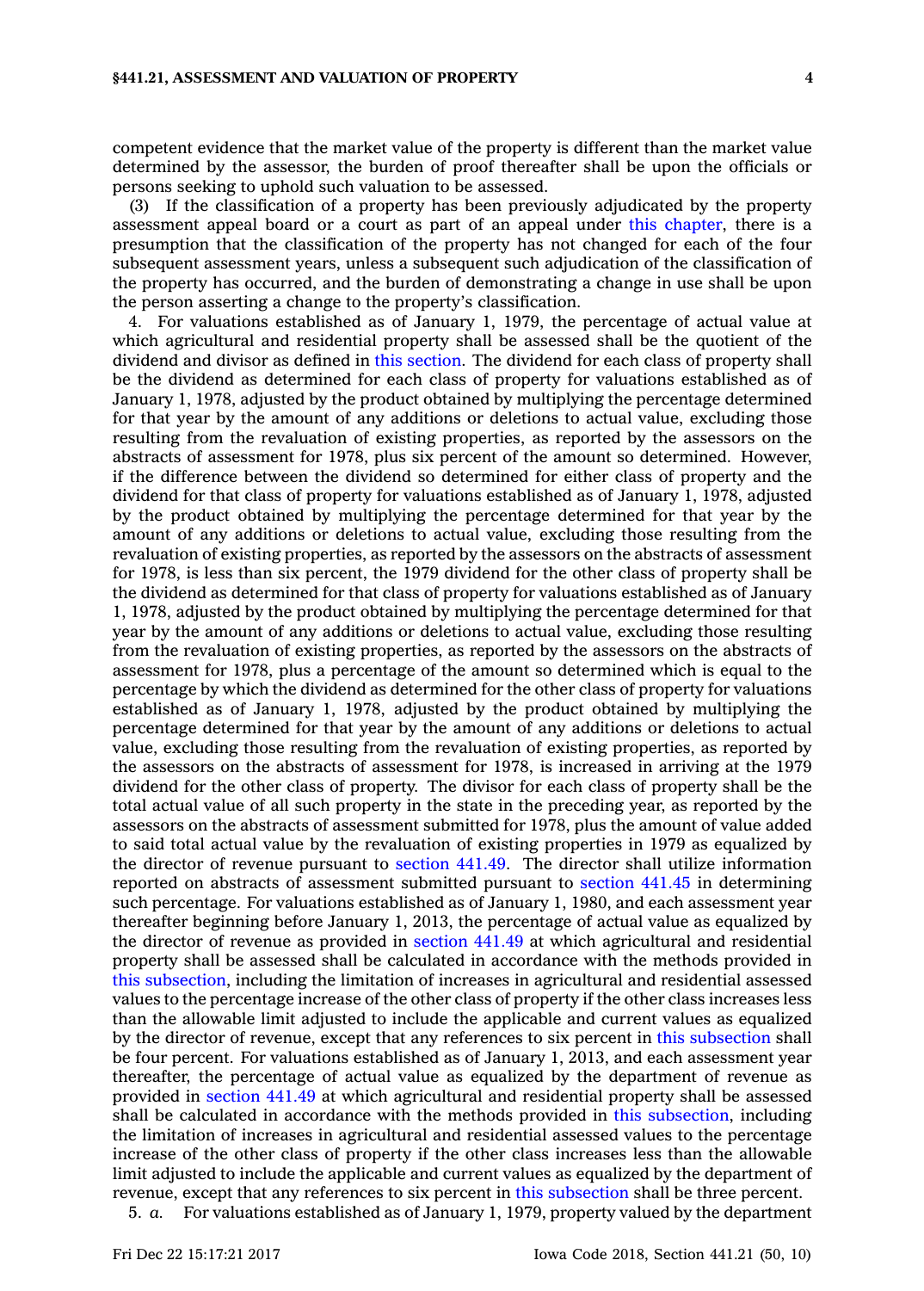competent evidence that the market value of the property is different than the market value determined by the assessor, the burden of proof thereafter shall be upon the officials or persons seeking to uphold such valuation to be assessed.

(3) If the classification of a property has been previously adjudicated by the property assessment appeal board or a court as part of an appeal under this chapter, there is a presumption that the classification of the property has not changed for each of the four subsequent assessment years, unless a subsequent such adjudication of the classification of the property has occurred, and the burden of demonstrating a change in use shall be upon the person asserting a change to the property's classification.

4. For valuations established as of January 1, 1979, the percentage of actual value at which agricultural and residential property shall be assessed shall be the quotient of the dividend and divisor as defined in this section. The dividend for each class of property shall be the dividend as determined for each class of property for valuations established as of January 1, 1978, adjusted by the product obtained by multiplying the percentage determined for that year by the amount of any additions or deletions to actual value, excluding those resulting from the revaluation of existing properties, as reported by the assessors on the abstracts of assessment for 1978, plus six percent of the amount so determined. However, if the difference between the dividend so determined for either class of property and the dividend for that class of property for valuations established as of January 1, 1978, adjusted by the product obtained by multiplying the percentage determined for that year by the amount of any additions or deletions to actual value, excluding those resulting from the revaluation of existing properties, as reported by the assessors on the abstracts of assessment for 1978, is less than six percent, the 1979 dividend for the other class of property shall be the dividend as determined for that class of property for valuations established as of January 1, 1978, adjusted by the product obtained by multiplying the percentage determined for that year by the amount of any additions or deletions to actual value, excluding those resulting from the revaluation of existing properties, as reported by the assessors on the abstracts of assessment for 1978, plus a percentage of the amount so determined which is equal to the percentage by which the dividend as determined for the other class of property for valuations established as of January 1, 1978, adjusted by the product obtained by multiplying the percentage determined for that year by the amount of any additions or deletions to actual value, excluding those resulting from the revaluation of existing properties, as reported by the assessors on the abstracts of assessment for 1978, is increased in arriving at the 1979 dividend for the other class of property. The divisor for each class of property shall be the total actual value of all such property in the state in the preceding year, as reported by the assessors on the abstracts of assessment submitted for 1978, plus the amount of value added to said total actual value by the revaluation of existing properties in 1979 as equalized by the director of revenue pursuant to section 441.49. The director shall utilize information reported on abstracts of assessment submitted pursuant to section 441.45 in determining such percentage. For valuations established as of January 1, 1980, and each assessment year thereafter beginning before January 1, 2013, the percentage of actual value as equalized by the director of revenue as provided in section 441.49 at which agricultural and residential property shall be assessed shall be calculated in accordance with the methods provided in this subsection, including the limitation of increases in agricultural and residential assessed values to the percentage increase of the other class of property if the other class increases less than the allowable limit adjusted to include the applicable and current values as equalized by the director of revenue, except that any references to six percent in this subsection shall be four percent. For valuations established as of January 1, 2013, and each assessment year thereafter, the percentage of actual value as equalized by the department of revenue as provided in section 441.49 at which agricultural and residential property shall be assessed shall be calculated in accordance with the methods provided in this subsection, including the limitation of increases in agricultural and residential assessed values to the percentage increase of the other class of property if the other class increases less than the allowable limit adjusted to include the applicable and current values as equalized by the department of revenue, except that any references to six percent in this subsection shall be three percent.

5. *a.* For valuations established as of January 1, 1979, property valued by the department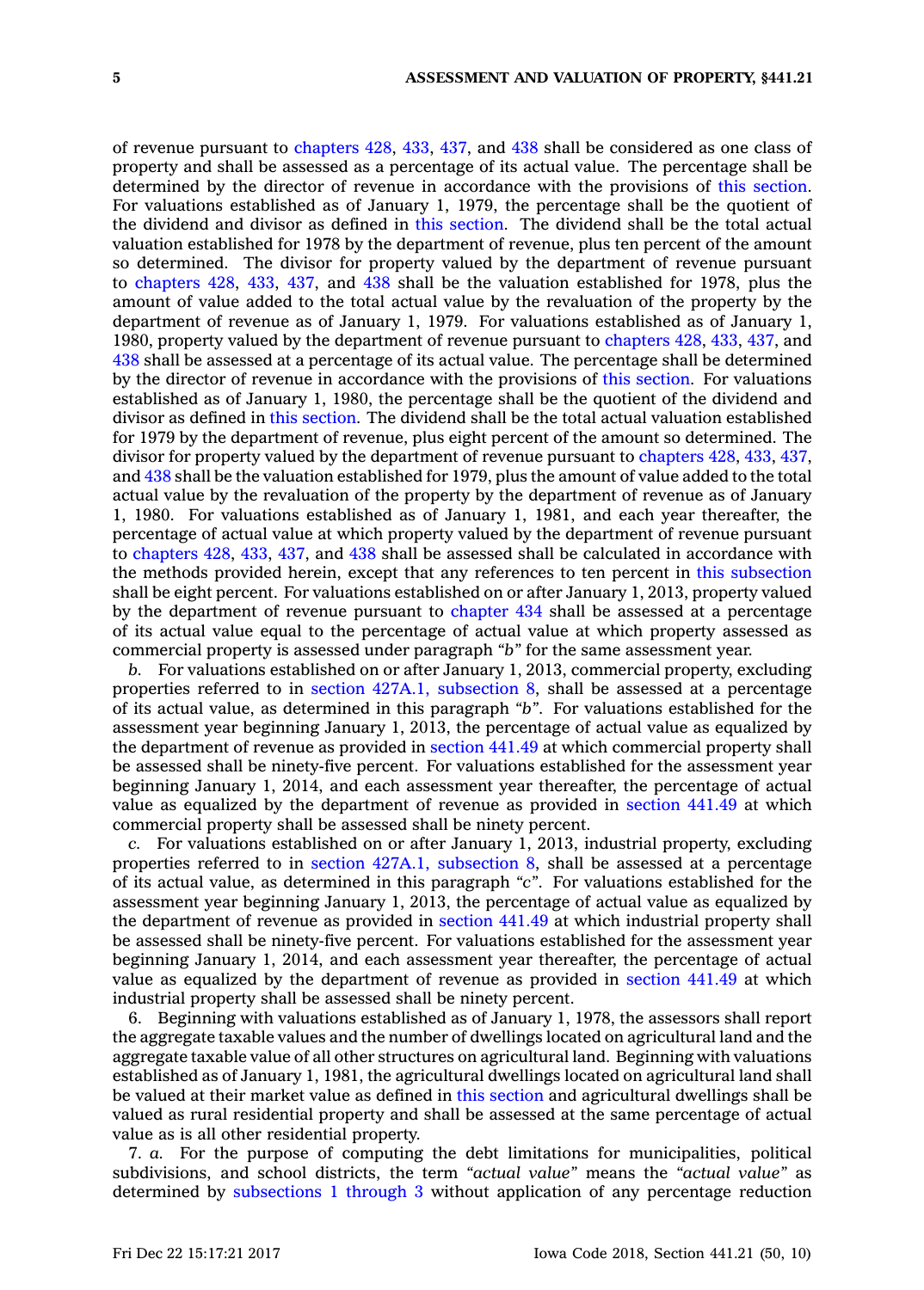of revenue pursuant to chapters 428, 433, 437, and 438 shall be considered as one class of property and shall be assessed as a percentage of its actual value. The percentage shall be determined by the director of revenue in accordance with the provisions of this section. For valuations established as of January 1, 1979, the percentage shall be the quotient of the dividend and divisor as defined in this section. The dividend shall be the total actual valuation established for 1978 by the department of revenue, plus ten percent of the amount so determined. The divisor for property valued by the department of revenue pursuant to chapters 428, 433, 437, and 438 shall be the valuation established for 1978, plus the amount of value added to the total actual value by the revaluation of the property by the department of revenue as of January 1, 1979. For valuations established as of January 1, 1980, property valued by the department of revenue pursuant to chapters 428, 433, 437, and 438 shall be assessed at a percentage of its actual value. The percentage shall be determined by the director of revenue in accordance with the provisions of this section. For valuations established as of January 1, 1980, the percentage shall be the quotient of the dividend and divisor as defined in this section. The dividend shall be the total actual valuation established for 1979 by the department of revenue, plus eight percent of the amount so determined. The divisor for property valued by the department of revenue pursuant to chapters 428, 433, 437, and 438 shall be the valuation established for 1979, plus the amount of value added to the total actual value by the revaluation of the property by the department of revenue as of January 1, 1980. For valuations established as of January 1, 1981, and each year thereafter, the percentage of actual value at which property valued by the department of revenue pursuant to chapters 428, 433, 437, and 438 shall be assessed shall be calculated in accordance with the methods provided herein, except that any references to ten percent in this subsection shall be eight percent. For valuations established on or after January 1, 2013, property valued by the department of revenue pursuant to chapter 434 shall be assessed at a percentage of its actual value equal to the percentage of actual value at which property assessed as commercial property is assessed under paragraph *"b"* for the same assessment year.

*b.* For valuations established on or after January 1, 2013, commercial property, excluding properties referred to in section 427A.1, subsection 8, shall be assessed at a percentage of its actual value, as determined in this paragraph *"b"*. For valuations established for the assessment year beginning January 1, 2013, the percentage of actual value as equalized by the department of revenue as provided in section 441.49 at which commercial property shall be assessed shall be ninety-five percent. For valuations established for the assessment year beginning January 1, 2014, and each assessment year thereafter, the percentage of actual value as equalized by the department of revenue as provided in section 441.49 at which commercial property shall be assessed shall be ninety percent.

*c.* For valuations established on or after January 1, 2013, industrial property, excluding properties referred to in section 427A.1, subsection 8, shall be assessed at a percentage of its actual value, as determined in this paragraph *"c"*. For valuations established for the assessment year beginning January 1, 2013, the percentage of actual value as equalized by the department of revenue as provided in section 441.49 at which industrial property shall be assessed shall be ninety-five percent. For valuations established for the assessment year beginning January 1, 2014, and each assessment year thereafter, the percentage of actual value as equalized by the department of revenue as provided in section 441.49 at which industrial property shall be assessed shall be ninety percent.

6. Beginning with valuations established as of January 1, 1978, the assessors shall report the aggregate taxable values and the number of dwellings located on agricultural land and the aggregate taxable value of all other structures on agricultural land. Beginning with valuations established as of January 1, 1981, the agricultural dwellings located on agricultural land shall be valued at their market value as defined in this section and agricultural dwellings shall be valued as rural residential property and shall be assessed at the same percentage of actual value as is all other residential property.

7. *a.* For the purpose of computing the debt limitations for municipalities, political subdivisions, and school districts, the term *"actual value"* means the *"actual value"* as determined by subsections 1 through 3 without application of any percentage reduction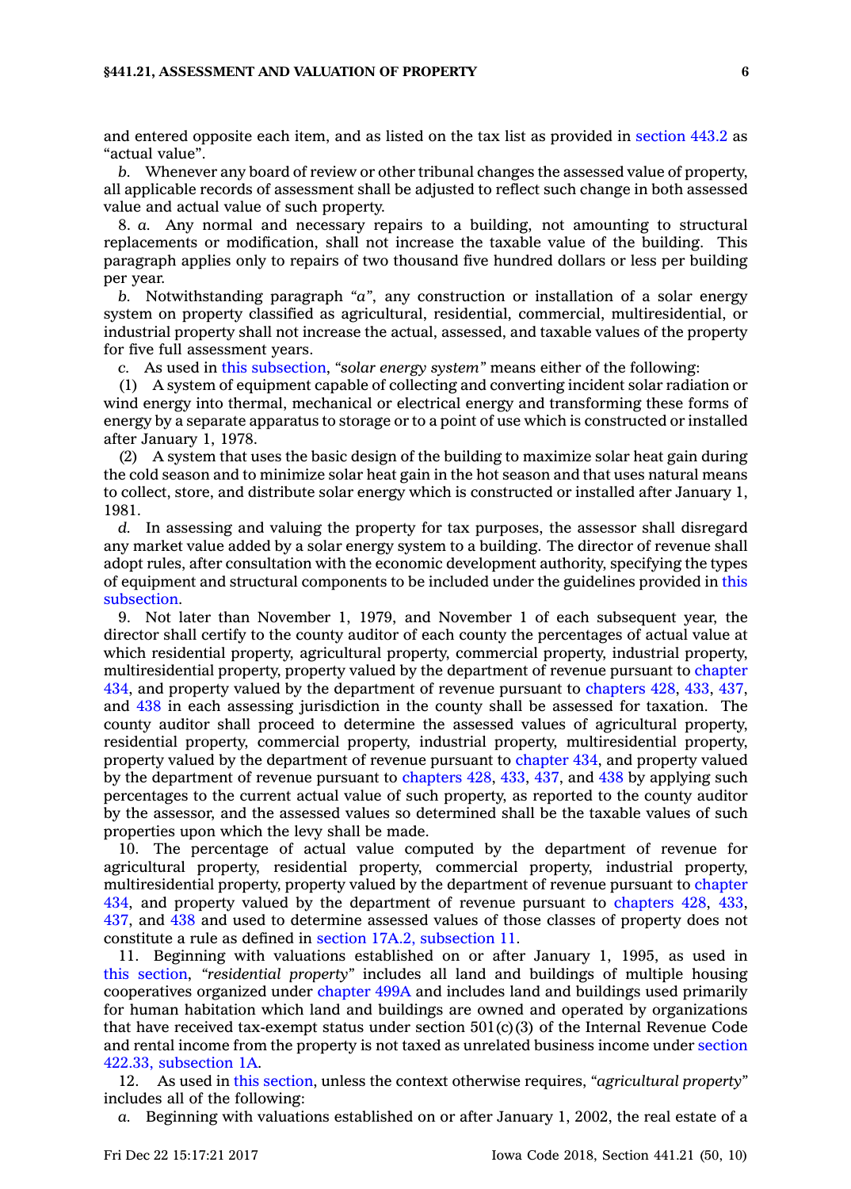and entered opposite each item, and as listed on the tax list as provided in section 443.2 as "actual value".

*b.* Whenever any board of review or other tribunal changes the assessed value of property, all applicable records of assessment shall be adjusted to reflect such change in both assessed value and actual value of such property.

8. *a.* Any normal and necessary repairs to a building, not amounting to structural replacements or modification, shall not increase the taxable value of the building. This paragraph applies only to repairs of two thousand five hundred dollars or less per building per year.

*b.* Notwithstanding paragraph *"a"*, any construction or installation of a solar energy system on property classified as agricultural, residential, commercial, multiresidential, or industrial property shall not increase the actual, assessed, and taxable values of the property for five full assessment years.

*c.* As used in this subsection, *"solar energy system"* means either of the following:

(1) A system of equipment capable of collecting and converting incident solar radiation or wind energy into thermal, mechanical or electrical energy and transforming these forms of energy by a separate apparatus to storage or to a point of use which is constructed or installed after January 1, 1978.

(2) A system that uses the basic design of the building to maximize solar heat gain during the cold season and to minimize solar heat gain in the hot season and that uses natural means to collect, store, and distribute solar energy which is constructed or installed after January 1, 1981.

*d.* In assessing and valuing the property for tax purposes, the assessor shall disregard any market value added by a solar energy system to a building. The director of revenue shall adopt rules, after consultation with the economic development authority, specifying the types of equipment and structural components to be included under the guidelines provided in this subsection.

9. Not later than November 1, 1979, and November 1 of each subsequent year, the director shall certify to the county auditor of each county the percentages of actual value at which residential property, agricultural property, commercial property, industrial property, multiresidential property, property valued by the department of revenue pursuant to chapter 434, and property valued by the department of revenue pursuant to chapters 428, 433, 437, and 438 in each assessing jurisdiction in the county shall be assessed for taxation. The county auditor shall proceed to determine the assessed values of agricultural property, residential property, commercial property, industrial property, multiresidential property, property valued by the department of revenue pursuant to chapter 434, and property valued by the department of revenue pursuant to chapters 428, 433, 437, and 438 by applying such percentages to the current actual value of such property, as reported to the county auditor by the assessor, and the assessed values so determined shall be the taxable values of such properties upon which the levy shall be made.

10. The percentage of actual value computed by the department of revenue for agricultural property, residential property, commercial property, industrial property, multiresidential property, property valued by the department of revenue pursuant to chapter 434, and property valued by the department of revenue pursuant to chapters 428, 433, 437, and 438 and used to determine assessed values of those classes of property does not constitute a rule as defined in section 17A.2, subsection 11.

11. Beginning with valuations established on or after January 1, 1995, as used in this section, *"residential property"* includes all land and buildings of multiple housing cooperatives organized under chapter 499A and includes land and buildings used primarily for human habitation which land and buildings are owned and operated by organizations that have received tax-exempt status under section 501(c)(3) of the Internal Revenue Code and rental income from the property is not taxed as unrelated business income under section 422.33, subsection 1A.

12. As used in this section, unless the context otherwise requires, *"agricultural property"* includes all of the following:

*a.* Beginning with valuations established on or after January 1, 2002, the real estate of a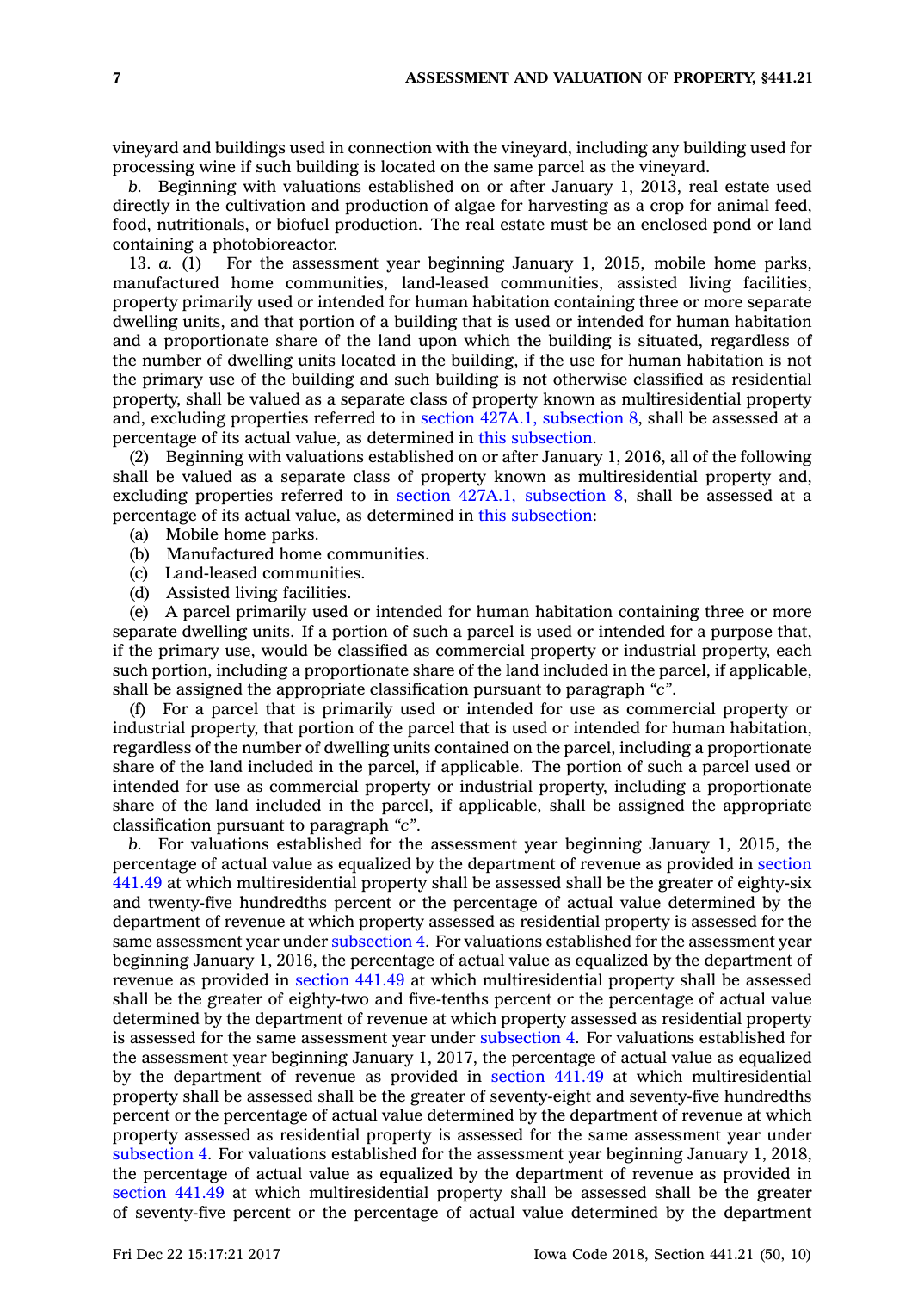vineyard and buildings used in connection with the vineyard, including any building used for processing wine if such building is located on the same parcel as the vineyard.

*b.* Beginning with valuations established on or after January 1, 2013, real estate used directly in the cultivation and production of algae for harvesting as a crop for animal feed, food, nutritionals, or biofuel production. The real estate must be an enclosed pond or land containing a photobioreactor.

13. *a.* (1) For the assessment year beginning January 1, 2015, mobile home parks, manufactured home communities, land-leased communities, assisted living facilities, property primarily used or intended for human habitation containing three or more separate dwelling units, and that portion of a building that is used or intended for human habitation and a proportionate share of the land upon which the building is situated, regardless of the number of dwelling units located in the building, if the use for human habitation is not the primary use of the building and such building is not otherwise classified as residential property, shall be valued as a separate class of property known as multiresidential property and, excluding properties referred to in section 427A.1, subsection 8, shall be assessed at a percentage of its actual value, as determined in this subsection.

(2) Beginning with valuations established on or after January 1, 2016, all of the following shall be valued as a separate class of property known as multiresidential property and, excluding properties referred to in section 427A.1, subsection 8, shall be assessed at a percentage of its actual value, as determined in this subsection:

(a) Mobile home parks.

(b) Manufactured home communities.

(c) Land-leased communities.

(d) Assisted living facilities.

(e) A parcel primarily used or intended for human habitation containing three or more separate dwelling units. If a portion of such a parcel is used or intended for a purpose that, if the primary use, would be classified as commercial property or industrial property, each such portion, including a proportionate share of the land included in the parcel, if applicable, shall be assigned the appropriate classification pursuant to paragraph *"c"*.

(f) For a parcel that is primarily used or intended for use as commercial property or industrial property, that portion of the parcel that is used or intended for human habitation, regardless of the number of dwelling units contained on the parcel, including a proportionate share of the land included in the parcel, if applicable. The portion of such a parcel used or intended for use as commercial property or industrial property, including a proportionate share of the land included in the parcel, if applicable, shall be assigned the appropriate classification pursuant to paragraph *"c"*.

*b.* For valuations established for the assessment year beginning January 1, 2015, the percentage of actual value as equalized by the department of revenue as provided in section 441.49 at which multiresidential property shall be assessed shall be the greater of eighty-six and twenty-five hundredths percent or the percentage of actual value determined by the department of revenue at which property assessed as residential property is assessed for the same assessment year under subsection 4. For valuations established for the assessment year beginning January 1, 2016, the percentage of actual value as equalized by the department of revenue as provided in section 441.49 at which multiresidential property shall be assessed shall be the greater of eighty-two and five-tenths percent or the percentage of actual value determined by the department of revenue at which property assessed as residential property is assessed for the same assessment year under subsection 4. For valuations established for the assessment year beginning January 1, 2017, the percentage of actual value as equalized by the department of revenue as provided in section 441.49 at which multiresidential property shall be assessed shall be the greater of seventy-eight and seventy-five hundredths percent or the percentage of actual value determined by the department of revenue at which property assessed as residential property is assessed for the same assessment year under subsection 4. For valuations established for the assessment year beginning January 1, 2018, the percentage of actual value as equalized by the department of revenue as provided in section 441.49 at which multiresidential property shall be assessed shall be the greater of seventy-five percent or the percentage of actual value determined by the department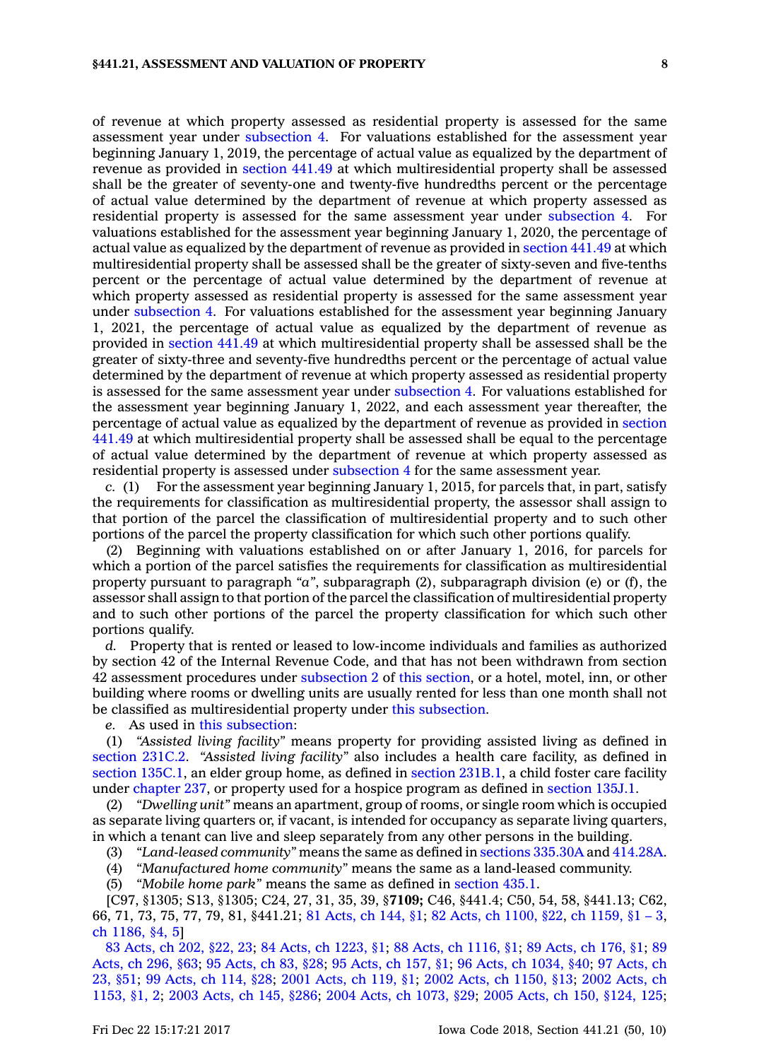of revenue at which property assessed as residential property is assessed for the same assessment year under subsection 4. For valuations established for the assessment year beginning January 1, 2019, the percentage of actual value as equalized by the department of revenue as provided in section 441.49 at which multiresidential property shall be assessed shall be the greater of seventy-one and twenty-five hundredths percent or the percentage of actual value determined by the department of revenue at which property assessed as residential property is assessed for the same assessment year under subsection 4. For valuations established for the assessment year beginning January 1, 2020, the percentage of actual value as equalized by the department of revenue as provided in section 441.49 at which multiresidential property shall be assessed shall be the greater of sixty-seven and five-tenths percent or the percentage of actual value determined by the department of revenue at which property assessed as residential property is assessed for the same assessment year under subsection 4. For valuations established for the assessment year beginning January 1, 2021, the percentage of actual value as equalized by the department of revenue as provided in section 441.49 at which multiresidential property shall be assessed shall be the greater of sixty-three and seventy-five hundredths percent or the percentage of actual value determined by the department of revenue at which property assessed as residential property is assessed for the same assessment year under subsection 4. For valuations established for the assessment year beginning January 1, 2022, and each assessment year thereafter, the percentage of actual value as equalized by the department of revenue as provided in section 441.49 at which multiresidential property shall be assessed shall be equal to the percentage of actual value determined by the department of revenue at which property assessed as residential property is assessed under subsection 4 for the same assessment year.

*c.* (1) For the assessment year beginning January 1, 2015, for parcels that, in part, satisfy the requirements for classification as multiresidential property, the assessor shall assign to that portion of the parcel the classification of multiresidential property and to such other portions of the parcel the property classification for which such other portions qualify.

(2) Beginning with valuations established on or after January 1, 2016, for parcels for which a portion of the parcel satisfies the requirements for classification as multiresidential property pursuant to paragraph *"a"*, subparagraph (2), subparagraph division (e) or (f), the assessor shall assign to that portion of the parcel the classification of multiresidential property and to such other portions of the parcel the property classification for which such other portions qualify.

*d.* Property that is rented or leased to low-income individuals and families as authorized by section 42 of the Internal Revenue Code, and that has not been withdrawn from section 42 assessment procedures under subsection 2 of this section, or a hotel, motel, inn, or other building where rooms or dwelling units are usually rented for less than one month shall not be classified as multiresidential property under this subsection.

*e.* As used in this subsection:

(1) *"Assisted living facility"* means property for providing assisted living as defined in section 231C.2. *"Assisted living facility"* also includes a health care facility, as defined in section 135C.1, an elder group home, as defined in section 231B.1, a child foster care facility under chapter 237, or property used for a hospice program as defined in section 135J.1.

(2) *"Dwelling unit"* means an apartment, group of rooms, or single room which is occupied as separate living quarters or, if vacant, is intended for occupancy as separate living quarters, in which a tenant can live and sleep separately from any other persons in the building.

(3) *"Land-leased community"* means the same as defined in sections 335.30A and 414.28A.

(4) *"Manufactured home community"* means the same as a land-leased community.

(5) *"Mobile home park"* means the same as defined in section 435.1.

[C97, §1305; S13, §1305; C24, 27, 31, 35, 39, §**7109;** C46, §441.4; C50, 54, 58, §441.13; C62, 66, 71, 73, 75, 77, 79, 81, §441.21; 81 Acts, ch 144, §1; 82 Acts, ch 1100, §22, ch 1159, §1 – 3, ch 1186, §4, 5]

83 Acts, ch 202, §22, 23; 84 Acts, ch 1223, §1; 88 Acts, ch 1116, §1; 89 Acts, ch 176, §1; 89 Acts, ch 296, §63; 95 Acts, ch 83, §28; 95 Acts, ch 157, §1; 96 Acts, ch 1034, §40; 97 Acts, ch 23, §51; 99 Acts, ch 114, §28; 2001 Acts, ch 119, §1; 2002 Acts, ch 1150, §13; 2002 Acts, ch 1153, §1, 2; 2003 Acts, ch 145, §286; 2004 Acts, ch 1073, §29; 2005 Acts, ch 150, §124, 125;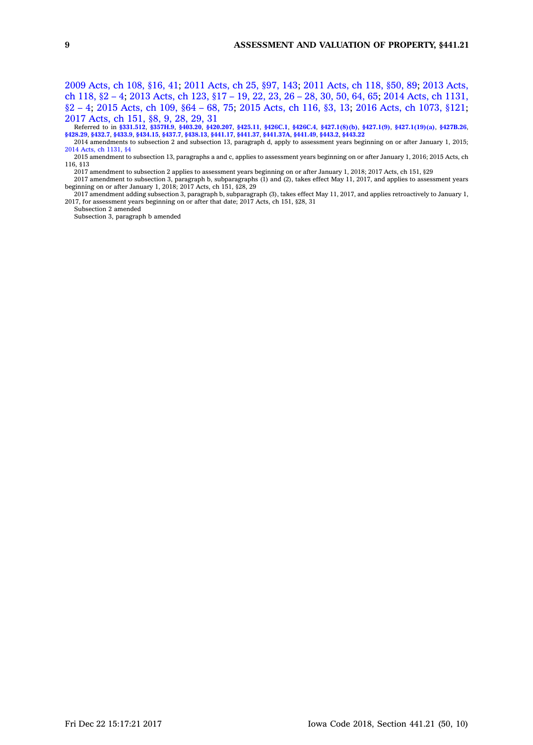2009 Acts, ch 108, §16, 41; 2011 Acts, ch 25, §97, 143; 2011 Acts, ch 118, §50, 89; 2013 Acts, ch 118, §2 – 4; 2013 Acts, ch 123, §17 – 19, 22, 23, 26 – 28, 30, 50, 64, 65; 2014 Acts, ch 1131, §2 – 4; 2015 Acts, ch 109, §64 – 68, 75; 2015 Acts, ch 116, §3, 13; 2016 Acts, ch 1073, §121; 2017 Acts, ch 151, §8, 9, 28, 29, 31

Referred to in **§331.512**, **§357H.9**, **§403.20**, **§420.207**, **§425.11**, **§426C.1**, **§426C.4**, **§427.1(8)(b)**, **§427.1(9)**, **§427.1(19)(a)**, **§427B.26**, **§428.29**, **§432.7**, **§433.9**, **§434.15**, **§437.7**, **§438.13**, **§441.17**, **§441.37**, **§441.37A**, **§441.49**, **§443.2**, **§443.22**

2014 amendments to subsection 2 and subsection 13, paragraph d, apply to assessment years beginning on or after January 1, 2015; 2014 Acts, ch 1131, §4

2015 amendment to subsection 13, paragraphs a and c, applies to assessment years beginning on or after January 1, 2016; 2015 Acts, ch 116, §13

2017 amendment to subsection 2 applies to assessment years beginning on or after January 1, 2018; 2017 Acts, ch 151, §29

2017 amendment to subsection 3, paragraph b, subparagraphs (1) and (2), takes effect May 11, 2017, and applies to assessment years beginning on or after January 1, 2018; 2017 Acts, ch 151, §28, 29

2017 amendment adding subsection 3, paragraph b, subparagraph (3), takes effect May 11, 2017, and applies retroactively to January 1, 2017, for assessment years beginning on or after that date; 2017 Acts, ch 151, §28, 31

Subsection 2 amended

Subsection 3, paragraph b amended